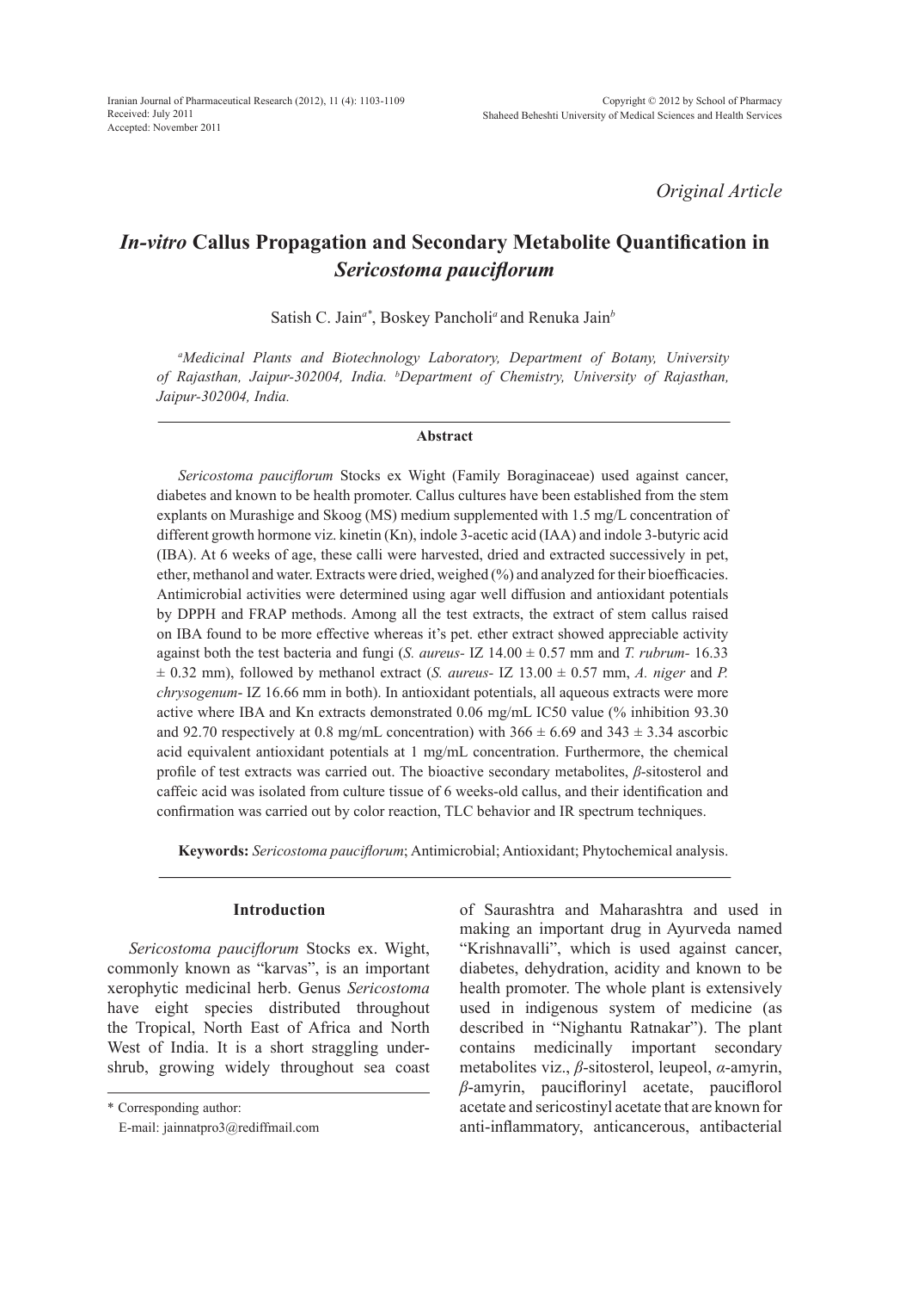*Original Article*

# *In-vitro* Callus Propagation and Secondary Metabolite Quantification in *Sericostoma pauciflorum*

Satish C. Jain[a*], Boskey Pancholi[a] and Renuka Jain[b]

*[a]Medicinal Plants and Biotechnology Laboratory, Department of Botany, University of Rajasthan, Jaipur-302004, India. [b]Department of Chemistry, University of Rajasthan, Jaipur-302004, India.*

## Abstract

*Sericostoma pauciflorum* Stocks ex Wight (Family Boraginaceae) used against cancer, diabetes and known to be health promoter. Callus cultures have been established from the stem explants on Murashige and Skoog (MS) medium supplemented with 1.5 mg/L concentration of different growth hormone viz. kinetin (Kn), indole 3-acetic acid (IAA) and indole 3-butyric acid (IBA). At 6 weeks of age, these calli were harvested, dried and extracted successively in pet, ether, methanol and water. Extracts were dried, weighed (%) and analyzed for their bioefficacies. Antimicrobial activities were determined using agar well diffusion and antioxidant potentials by DPPH and FRAP methods. Among all the test extracts, the extract of stem callus raised on IBA found to be more effective whereas it's pet. ether extract showed appreciable activity against both the test bacteria and fungi (*S. aureus*- IZ 14.00 ± 0.57 mm and *T. rubrum*- 16.33 ± 0.32 mm), followed by methanol extract (*S. aureus*- IZ 13.00 ± 0.57 mm, *A. niger* and *P. chrysogenum*- IZ 16.66 mm in both). In antioxidant potentials, all aqueous extracts were more active where IBA and Kn extracts demonstrated 0.06 mg/mL IC50 value (% inhibition 93.30 and 92.70 respectively at 0.8 mg/mL concentration) with 366 ± 6.69 and 343 ± 3.34 ascorbic acid equivalent antioxidant potentials at 1 mg/mL concentration. Furthermore, the chemical profile of test extracts was carried out. The bioactive secondary metabolites, *β*-sitosterol and caffeic acid was isolated from culture tissue of 6 weeks-old callus, and their identification and confirmation was carried out by color reaction, TLC behavior and IR spectrum techniques.

**Keywords:** *Sericostoma pauciflorum*; Antimicrobial; Antioxidant; Phytochemical analysis.

## Introduction

*Sericostoma pauciflorum* Stocks ex. Wight, commonly known as "karvas", is an important xerophytic medicinal herb. Genus *Sericostoma* have eight species distributed throughout the Tropical, North East of Africa and North West of India. It is a short straggling under-shrub, growing widely throughout sea coast of Saurashtra and Maharashtra and used in making an important drug in Ayurveda named "Krishnavalli", which is used against cancer, diabetes, dehydration, acidity and known to be health promoter. The whole plant is extensively used in indigenous system of medicine (as described in "Nighantu Ratnakar"). The plant contains medicinally important secondary metabolites viz., *β*-sitosterol, leupeol, *α*-amyrin, *β*-amyrin, pauciflorinyl acetate, pauciflorol acetate and sericostinyl acetate that are known for anti-inflammatory, anticancerous, antibacterial

\* Corresponding author:
E-mail: jainnatpro3@rediffmail.com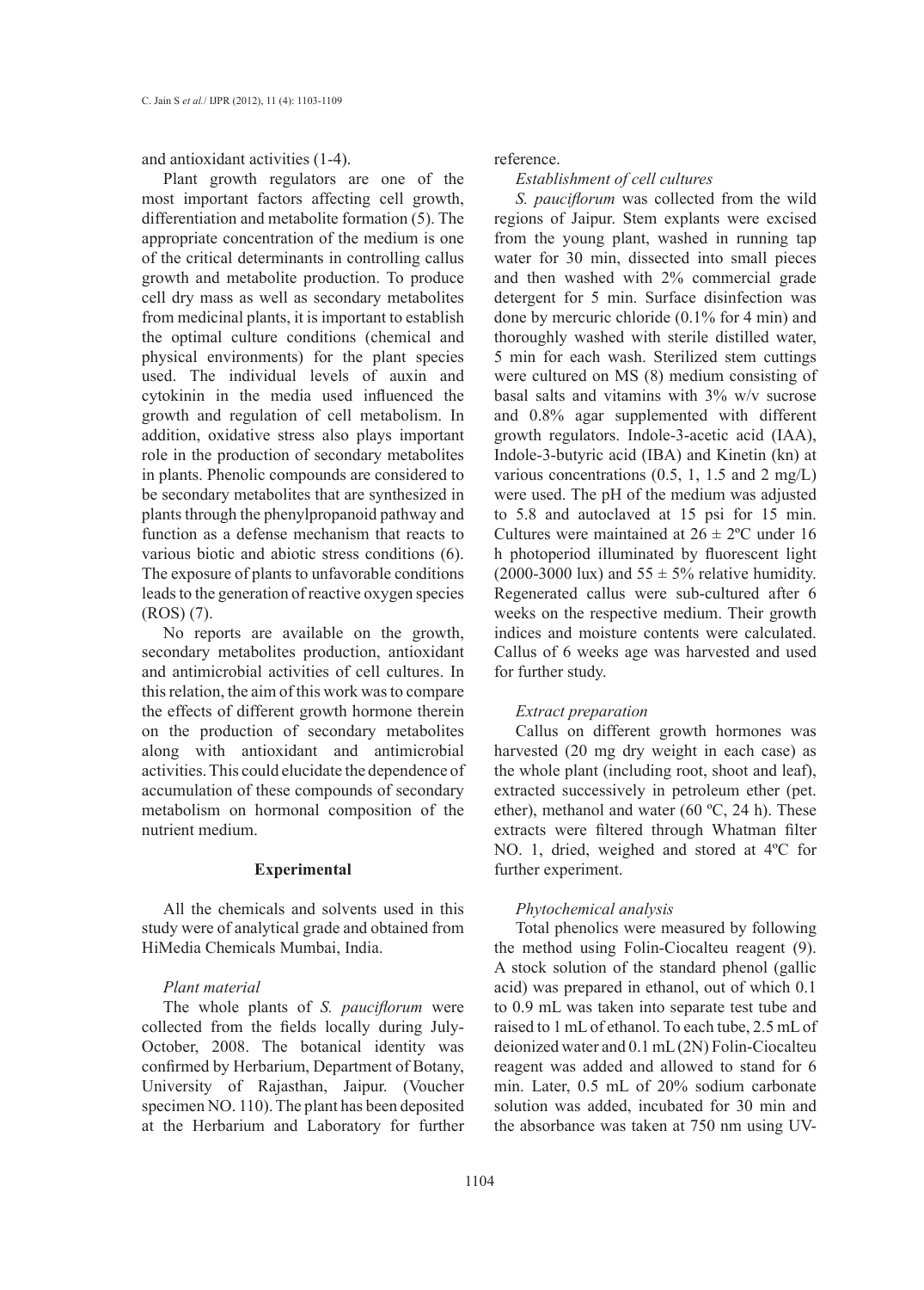and antioxidant activities (1-4).

Plant growth regulators are one of the most important factors affecting cell growth, differentiation and metabolite formation (5). The appropriate concentration of the medium is one of the critical determinants in controlling callus growth and metabolite production. To produce cell dry mass as well as secondary metabolites from medicinal plants, it is important to establish the optimal culture conditions (chemical and physical environments) for the plant species used. The individual levels of auxin and cytokinin in the media used influenced the growth and regulation of cell metabolism. In addition, oxidative stress also plays important role in the production of secondary metabolites in plants. Phenolic compounds are considered to be secondary metabolites that are synthesized in plants through the phenylpropanoid pathway and function as a defense mechanism that reacts to various biotic and abiotic stress conditions (6). The exposure of plants to unfavorable conditions leads to the generation of reactive oxygen species (ROS) (7).

No reports are available on the growth, secondary metabolites production, antioxidant and antimicrobial activities of cell cultures. In this relation, the aim of this work was to compare the effects of different growth hormone therein on the production of secondary metabolites along with antioxidant and antimicrobial activities. This could elucidate the dependence of accumulation of these compounds of secondary metabolism on hormonal composition of the nutrient medium.

## Experimental

All the chemicals and solvents used in this study were of analytical grade and obtained from HiMedia Chemicals Mumbai, India.

### *Plant material*

The whole plants of *S. pauciflorum* were collected from the fields locally during July-October, 2008. The botanical identity was confirmed by Herbarium, Department of Botany, University of Rajasthan, Jaipur. (Voucher specimen NO. 110). The plant has been deposited at the Herbarium and Laboratory for further reference.

### *Establishment of cell cultures*

*S. pauciflorum* was collected from the wild regions of Jaipur. Stem explants were excised from the young plant, washed in running tap water for 30 min, dissected into small pieces and then washed with 2% commercial grade detergent for 5 min. Surface disinfection was done by mercuric chloride (0.1% for 4 min) and thoroughly washed with sterile distilled water, 5 min for each wash. Sterilized stem cuttings were cultured on MS (8) medium consisting of basal salts and vitamins with 3% w/v sucrose and 0.8% agar supplemented with different growth regulators. Indole-3-acetic acid (IAA), Indole-3-butyric acid (IBA) and Kinetin (kn) at various concentrations (0.5, 1, 1.5 and 2 mg/L) were used. The pH of the medium was adjusted to 5.8 and autoclaved at 15 psi for 15 min. Cultures were maintained at $26 \pm 2$ºC under 16 h photoperiod illuminated by fluorescent light (2000-3000 lux) and $55 \pm 5$% relative humidity. Regenerated callus were sub-cultured after 6 weeks on the respective medium. Their growth indices and moisture contents were calculated. Callus of 6 weeks age was harvested and used for further study.

### *Extract preparation*

Callus on different growth hormones was harvested (20 mg dry weight in each case) as the whole plant (including root, shoot and leaf), extracted successively in petroleum ether (pet. ether), methanol and water (60 ºC, 24 h). These extracts were filtered through Whatman filter NO. 1, dried, weighed and stored at 4ºC for further experiment.

### *Phytochemical analysis*

Total phenolics were measured by following the method using Folin-Ciocalteu reagent (9). A stock solution of the standard phenol (gallic acid) was prepared in ethanol, out of which 0.1 to 0.9 mL was taken into separate test tube and raised to 1 mL of ethanol. To each tube, 2.5 mL of deionized water and 0.1 mL (2N) Folin-Ciocalteu reagent was added and allowed to stand for 6 min. Later, 0.5 mL of 20% sodium carbonate solution was added, incubated for 30 min and the absorbance was taken at 750 nm using UV-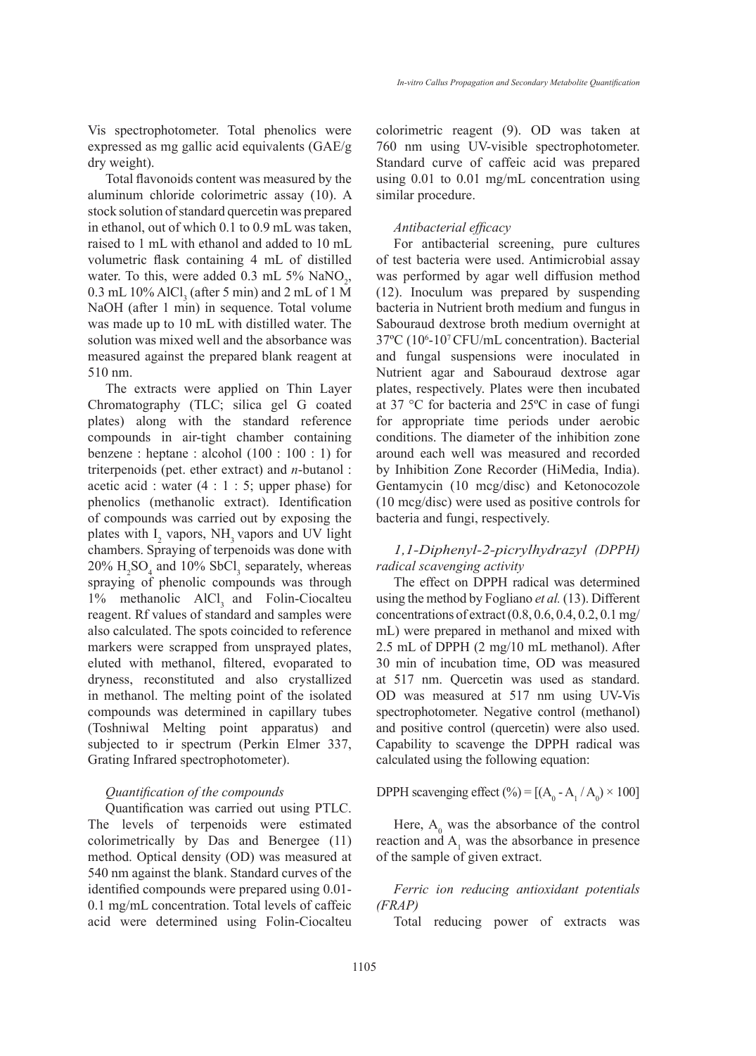Vis spectrophotometer. Total phenolics were expressed as mg gallic acid equivalents (GAE/g dry weight).

Total flavonoids content was measured by the aluminum chloride colorimetric assay (10). A stock solution of standard quercetin was prepared in ethanol, out of which 0.1 to 0.9 mL was taken, raised to 1 mL with ethanol and added to 10 mL volumetric flask containing 4 mL of distilled water. To this, were added 0.3 mL 5% $NaNO_2$, 0.3 mL 10% $AlCl_3$ (after 5 min) and 2 mL of 1 M NaOH (after 1 min) in sequence. Total volume was made up to 10 mL with distilled water. The solution was mixed well and the absorbance was measured against the prepared blank reagent at 510 nm.

The extracts were applied on Thin Layer Chromatography (TLC; silica gel G coated plates) along with the standard reference compounds in air-tight chamber containing benzene : heptane : alcohol (100 : 100 : 1) for triterpenoids (pet. ether extract) and *n*-butanol : acetic acid : water (4 : 1 : 5; upper phase) for phenolics (methanolic extract). Identification of compounds was carried out by exposing the plates with $I_2$ vapors, $NH_3$ vapors and UV light chambers. Spraying of terpenoids was done with 20% $H_2SO_4$ and 10% $SbCl_3$ separately, whereas spraying of phenolic compounds was through 1% methanolic $AlCl_3$ and Folin-Ciocalteu reagent. Rf values of standard and samples were also calculated. The spots coincided to reference markers were scrapped from unsprayed plates, eluted with methanol, filtered, evoparated to dryness, reconstituted and also crystallized in methanol. The melting point of the isolated compounds was determined in capillary tubes (Toshniwal Melting point apparatus) and subjected to ir spectrum (Perkin Elmer 337, Grating Infrared spectrophotometer).

*Quantification of the compounds*

Quantification was carried out using PTLC. The levels of terpenoids were estimated colorimetrically by Das and Benergee (11) method. Optical density (OD) was measured at 540 nm against the blank. Standard curves of the identified compounds were prepared using 0.01-0.1 mg/mL concentration. Total levels of caffeic acid were determined using Folin-Ciocalteu colorimetric reagent (9). OD was taken at 760 nm using UV-visible spectrophotometer. Standard curve of caffeic acid was prepared using 0.01 to 0.01 mg/mL concentration using similar procedure.

*Antibacterial efficacy*

For antibacterial screening, pure cultures of test bacteria were used. Antimicrobial assay was performed by agar well diffusion method (12). Inoculum was prepared by suspending bacteria in Nutrient broth medium and fungus in Sabouraud dextrose broth medium overnight at 37ºC ($10^6$-$10^7$ CFU/mL concentration). Bacterial and fungal suspensions were inoculated in Nutrient agar and Sabouraud dextrose agar plates, respectively. Plates were then incubated at 37 °C for bacteria and 25ºC in case of fungi for appropriate time periods under aerobic conditions. The diameter of the inhibition zone around each well was measured and recorded by Inhibition Zone Recorder (HiMedia, India). Gentamycin (10 mcg/disc) and Ketonocozole (10 mcg/disc) were used as positive controls for bacteria and fungi, respectively.

*1,1-Diphenyl-2-picrylhydrazyl (DPPH) radical scavenging activity*

The effect on DPPH radical was determined using the method by Fogliano *et al.* (13). Different concentrations of extract (0.8, 0.6, 0.4, 0.2, 0.1 mg/mL) were prepared in methanol and mixed with 2.5 mL of DPPH (2 mg/10 mL methanol). After 30 min of incubation time, OD was measured at 517 nm. Quercetin was used as standard. OD was measured at 517 nm using UV-Vis spectrophotometer. Negative control (methanol) and positive control (quercetin) were also used. Capability to scavenge the DPPH radical was calculated using the following equation:

$$\text{DPPH scavenging effect (\%)} = [(A_0 - A_1 / A_0) \times 100]$$

Here, $A_0$ was the absorbance of the control reaction and $A_1$ was the absorbance in presence of the sample of given extract.

*Ferric ion reducing antioxidant potentials (FRAP)*

Total reducing power of extracts was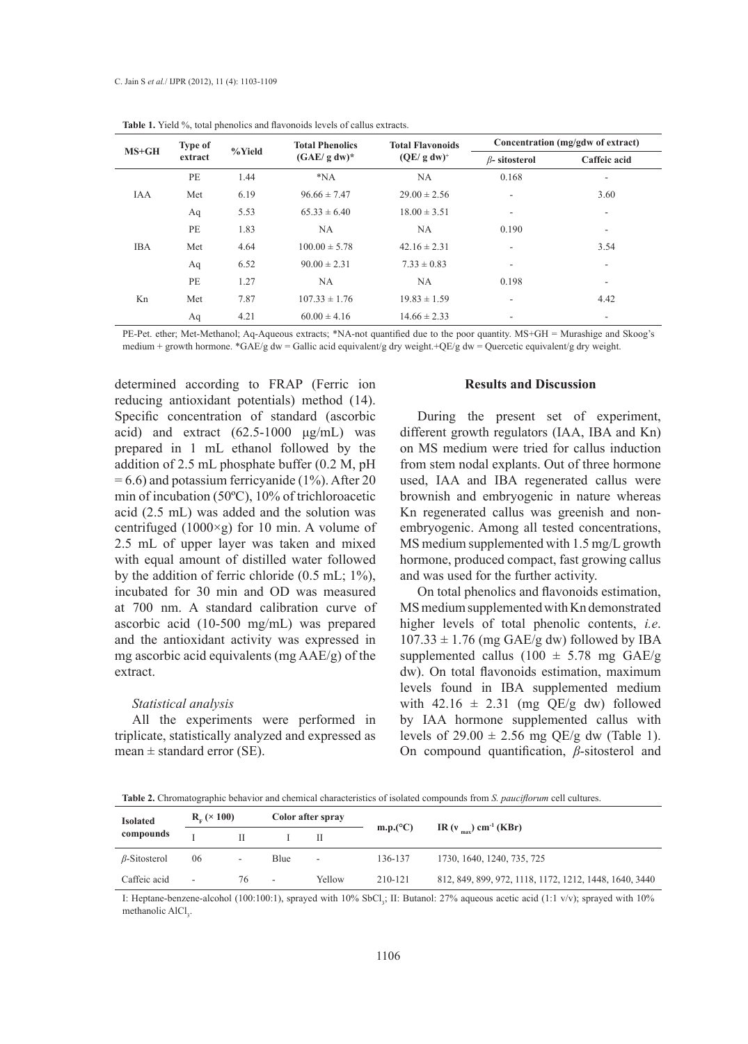**Table 1.** Yield %, total phenolics and flavonoids levels of callus extracts.

| MS+GH | Type of extract | %Yield | Total Phenolics (GAE/ g dw)* | Total Flavonoids (QE/ g dw)+ | Concentration (mg/gdw of extract) | |
|---|---|---|---|---|---|---|
| | | | | | *β*- sitosterol | Caffeic acid |
| IAA | PE | 1.44 | *NA | NA | 0.168 | - |
| | Met | 6.19 | 96.66 ± 7.47 | 29.00 ± 2.56 | - | 3.60 |
| | Aq | 5.53 | 65.33 ± 6.40 | 18.00 ± 3.51 | - | - |
| IBA | PE | 1.83 | NA | NA | 0.190 | - |
| | Met | 4.64 | 100.00 ± 5.78 | 42.16 ± 2.31 | - | 3.54 |
| | Aq | 6.52 | 90.00 ± 2.31 | 7.33 ± 0.83 | - | - |
| Kn | PE | 1.27 | NA | NA | 0.198 | - |
| | Met | 7.87 | 107.33 ± 1.76 | 19.83 ± 1.59 | - | 4.42 |
| | Aq | 4.21 | 60.00 ± 4.16 | 14.66 ± 2.33 | - | - |

PE-Pet. ether; Met-Methanol; Aq-Aqueous extracts; *NA-not quantified due to the poor quantity. MS+GH = Murashige and Skoog's medium + growth hormone. *GAE/g dw = Gallic acid equivalent/g dry weight.+QE/g dw = Quercetic equivalent/g dry weight.

determined according to FRAP (Ferric ion reducing antioxidant potentials) method (14). Specific concentration of standard (ascorbic acid) and extract (62.5-1000 μg/mL) was prepared in 1 mL ethanol followed by the addition of 2.5 mL phosphate buffer (0.2 M, pH = 6.6) and potassium ferricyanide (1%). After 20 min of incubation (50ºC), 10% of trichloroacetic acid (2.5 mL) was added and the solution was centrifuged (1000×g) for 10 min. A volume of 2.5 mL of upper layer was taken and mixed with equal amount of distilled water followed by the addition of ferric chloride (0.5 mL; 1%), incubated for 30 min and OD was measured at 700 nm. A standard calibration curve of ascorbic acid (10-500 mg/mL) was prepared and the antioxidant activity was expressed in mg ascorbic acid equivalents (mg AAE/g) of the extract.

### *Statistical analysis*

All the experiments were performed in triplicate, statistically analyzed and expressed as mean ± standard error (SE).

## Results and Discussion

During the present set of experiment, different growth regulators (IAA, IBA and Kn) on MS medium were tried for callus induction from stem nodal explants. Out of three hormone used, IAA and IBA regenerated callus were brownish and embryogenic in nature whereas Kn regenerated callus was greenish and non-embryogenic. Among all tested concentrations, MS medium supplemented with 1.5 mg/L growth hormone, produced compact, fast growing callus and was used for the further activity.

On total phenolics and flavonoids estimation, MS medium supplemented with Kn demonstrated higher levels of total phenolic contents, *i.e*. 107.33 ± 1.76 (mg GAE/g dw) followed by IBA supplemented callus (100 ± 5.78 mg GAE/g dw). On total flavonoids estimation, maximum levels found in IBA supplemented medium with 42.16 ± 2.31 (mg QE/g dw) followed by IAA hormone supplemented callus with levels of 29.00 ± 2.56 mg QE/g dw (Table 1). On compound quantification, *β*-sitosterol and

**Table 2.** Chromatographic behavior and chemical characteristics of isolated compounds from *S. pauciflorum* cell cultures.

| Isolated compounds | $R_F$ (× 100) | | Color after spray | | m.p.(°C) | IR ($\nu_{max}$) $cm^{-1}$ (KBr) |
|---|---|---|---|---|---|---|
| | I | II | I | II | | |
| *β*-Sitosterol | 06 | - | Blue | - | 136-137 | 1730, 1640, 1240, 735, 725 |
| Caffeic acid | - | 76 | - | Yellow | 210-121 | 812, 849, 899, 972, 1118, 1172, 1212, 1448, 1640, 3440 |

I: Heptane-benzene-alcohol (100:100:1), sprayed with 10% $SbCl_3$; II: Butanol: 27% aqueous acetic acid (1:1 v/v); sprayed with 10% methanolic $AlCl_3$.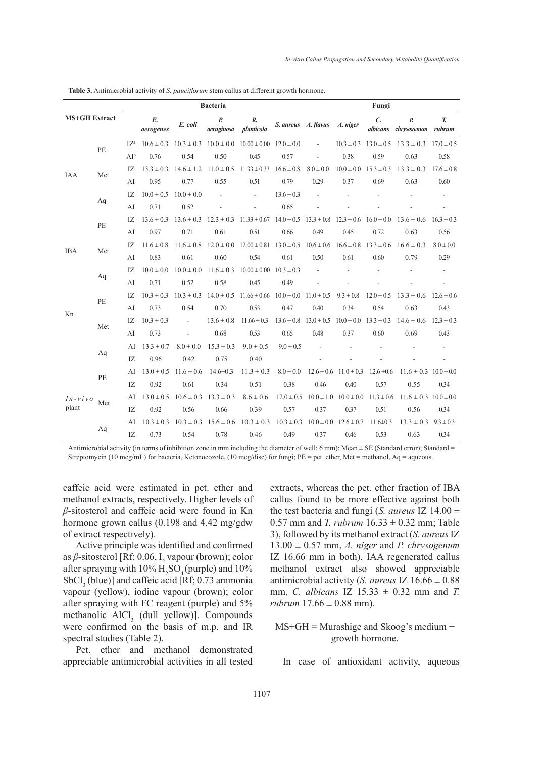**Table 3.** Antimicrobial activity of *S. pauciflorum* stem callus at different growth hormone.

| MS+GH Extract | | | Bacteria | | | | | Fungi | | | | |
|---|---|---|---|---|---|---|---|---|---|---|---|---|
| | | | *E. aerogenes* | *E. coli* | *P. aeruginosa* | *R. planticola* | *S. aureus* | *A. flavus* | *A. niger* | *C. albicans* | *P. chrysogenum* | *T. rubrum* |
| IAA | PE | IZ[a] | 10.6 ± 0.3 | 10.3 ± 0.3 | 10.0 ± 0.0 | 10.00 ± 0.00 | 12.0 ± 0.0 | - | 10.3 ± 0.3 | 13.0 ± 0.5 | 13.3 ± 0.3 | 17.0 ± 0.5 |
| | | AI[b] | 0.76 | 0.54 | 0.50 | 0.45 | 0.57 | - | 0.38 | 0.59 | 0.63 | 0.58 |
| | Met | IZ | 13.3 ± 0.3 | 14.6 ± 1.2 | 11.0 ± 0.5 | 11.33 ± 0.33 | 16.6 ± 0.8 | 8.0 ± 0.0 | 10.0 ± 0.0 | 15.3 ± 0.3 | 13.3 ± 0.3 | 17.6 ± 0.8 |
| | | AI | 0.95 | 0.77 | 0.55 | 0.51 | 0.79 | 0.29 | 0.37 | 0.69 | 0.63 | 0.60 |
| | Aq | IZ | 10.0 ± 0.5 | 10.0 ± 0.0 | - | - | 13.6 ± 0.3 | - | - | - | - | - |
| | | AI | 0.71 | 0.52 | - | - | 0.65 | - | - | - | - | - |
| IBA | PE | IZ | 13.6 ± 0.3 | 13.6 ± 0.3 | 12.3 ± 0.3 | 11.33 ± 0.67 | 14.0 ± 0.5 | 13.3 ± 0.8 | 12.3 ± 0.6 | 16.0 ± 0.0 | 13.6 ± 0.6 | 16.3 ± 0.3 |
| | | AI | 0.97 | 0.71 | 0.61 | 0.51 | 0.66 | 0.49 | 0.45 | 0.72 | 0.63 | 0.56 |
| | Met | IZ | 11.6 ± 0.8 | 11.6 ± 0.8 | 12.0 ± 0.0 | 12.00 ± 0.81 | 13.0 ± 0.5 | 10.6 ± 0.6 | 16.6 ± 0.8 | 13.3 ± 0.6 | 16.6 ± 0.3 | 8.0 ± 0.0 |
| | | AI | 0.83 | 0.61 | 0.60 | 0.54 | 0.61 | 0.50 | 0.61 | 0.60 | 0.79 | 0.29 |
| | Aq | IZ | 10.0 ± 0.0 | 10.0 ± 0.0 | 11.6 ± 0.3 | 10.00 ± 0.00 | 10.3 ± 0.3 | - | - | - | - | - |
| | | AI | 0.71 | 0.52 | 0.58 | 0.45 | 0.49 | - | - | - | - | - |
| Kn | PE | IZ | 10.3 ± 0.3 | 10.3 ± 0.3 | 14.0 ± 0.5 | 11.66 ± 0.66 | 10.0 ± 0.0 | 11.0 ± 0.5 | 9.3 ± 0.8 | 12.0 ± 0.5 | 13.3 ± 0.6 | 12.6 ± 0.6 |
| | | AI | 0.73 | 0.54 | 0.70 | 0.53 | 0.47 | 0.40 | 0.34 | 0.54 | 0.63 | 0.43 |
| | Met | IZ | 10.3 ± 0.3 | - | 13.6 ± 0.8 | 11.66 ± 0.3 | 13.6 ± 0.8 | 13.0 ± 0.5 | 10.0 ± 0.0 | 13.3 ± 0.3 | 14.6 ± 0.6 | 12.3 ± 0.3 |
| | | AI | 0.73 | - | 0.68 | 0.53 | 0.65 | 0.48 | 0.37 | 0.60 | 0.69 | 0.43 |
| | Aq | AI | 13.3 ± 0.7 | 8.0 ± 0.0 | 15.3 ± 0.3 | 9.0 ± 0.5 | 9.0 ± 0.5 | - | - | - | - | - |
| | | IZ | 0.96 | 0.42 | 0.75 | 0.40 | | - | - | - | - | - |
| *In-vivo* plant | PE | AI | 13.0 ± 0.5 | 11.6 ± 0.6 | 14.6±0.3 | 11.3 ± 0.3 | 8.0 ± 0.0 | 12.6 ± 0.6 | 11.0 ± 0.3 | 12.6 ±0.6 | 11.6 ± 0.3 | 10.0 ± 0.0 |
| | | IZ | 0.92 | 0.61 | 0.34 | 0.51 | 0.38 | 0.46 | 0.40 | 0.57 | 0.55 | 0.34 |
| | Met | AI | 13.0 ± 0.5 | 10.6 ± 0.3 | 13.3 ± 0.3 | 8.6 ± 0.6 | 12.0 ± 0.5 | 10.0 ± 1.0 | 10.0 ± 0.0 | 11.3 ± 0.6 | 11.6 ± 0.3 | 10.0 ± 0.0 |
| | | IZ | 0.92 | 0.56 | 0.66 | 0.39 | 0.57 | 0.37 | 0.37 | 0.51 | 0.56 | 0.34 |
| | Aq | AI | 10.3 ± 0.3 | 10.3 ± 0.3 | 15.6 ± 0.6 | 10.3 ± 0.3 | 10.3 ± 0.3 | 10.0 ± 0.0 | 12.6 ± 0.7 | 11.6±0.3 | 13.3 ± 0.3 | 9.3 ± 0.3 |
| | | IZ | 0.73 | 0.54 | 0.78 | 0.46 | 0.49 | 0.37 | 0.46 | 0.53 | 0.63 | 0.34 |

Antimicrobial activity (in terms of inhibition zone in mm including the diameter of well; 6 mm); Mean ± SE (Standard error); Standard = Streptomycin (10 mcg/mL) for bacteria, Ketonocozole, (10 mcg/disc) for fungi; PE = pet. ether, Met = methanol, Aq = aqueous.

caffeic acid were estimated in pet. ether and methanol extracts, respectively. Higher levels of *β*-sitosterol and caffeic acid were found in Kn hormone grown callus (0.198 and 4.42 mg/gdw of extract respectively).

Active principle was identified and confirmed as *β*-sitosterol [Rf; 0.06, $I_2$ vapour (brown); color after spraying with 10% $H_2SO_4$ (purple) and 10% $SbCl_3$ (blue)] and caffeic acid [Rf; 0.73 ammonia vapour (yellow), iodine vapour (brown); color after spraying with FC reagent (purple) and 5% methanolic $AlCl_3$ (dull yellow)]. Compounds were confirmed on the basis of m.p. and IR spectral studies (Table 2).

Pet. ether and methanol demonstrated appreciable antimicrobial activities in all tested extracts, whereas the pet. ether fraction of IBA callus found to be more effective against both the test bacteria and fungi (*S. aureus* IZ 14.00 ± 0.57 mm and *T. rubrum* 16.33 ± 0.32 mm; Table 3), followed by its methanol extract (*S. aureus* IZ 13.00 ± 0.57 mm, *A. niger* and *P. chrysogenum* IZ 16.66 mm in both). IAA regenerated callus methanol extract also showed appreciable antimicrobial activity (*S. aureus* IZ 16.66 ± 0.88 mm, *C. albicans* IZ 15.33 ± 0.32 mm and *T. rubrum* 17.66 ± 0.88 mm).

MS+GH = Murashige and Skoog's medium + growth hormone.

In case of antioxidant activity, aqueous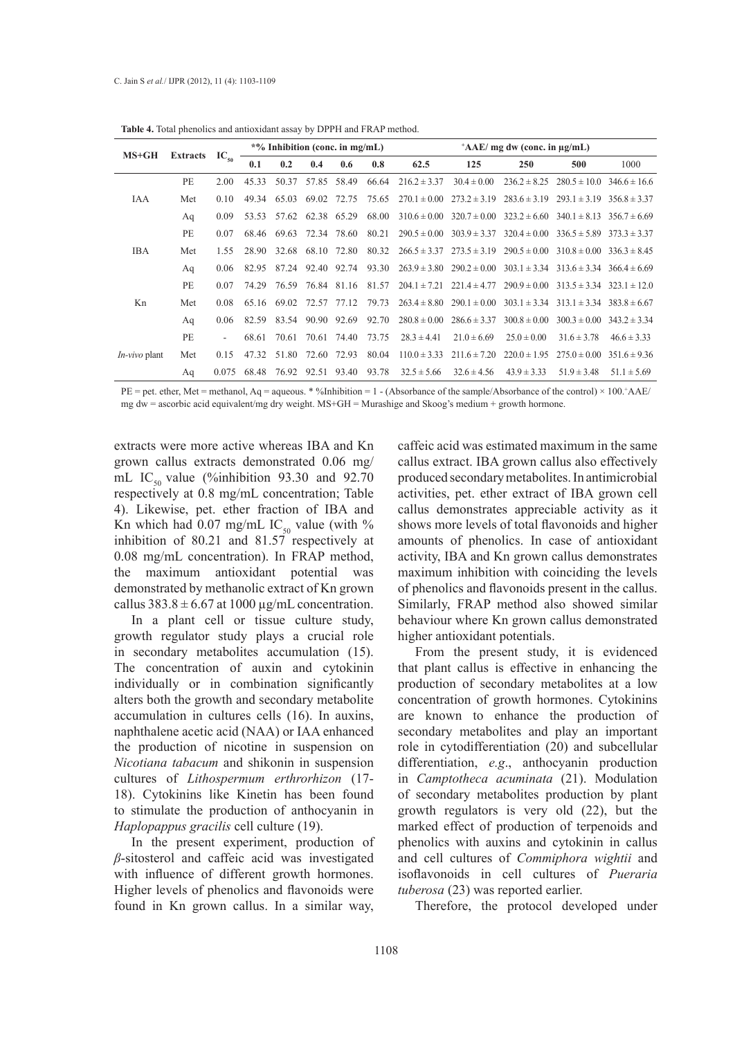**Table 4.** Total phenolics and antioxidant assay by DPPH and FRAP method.

| MS+GH | Extracts | $IC_{50}$ | *% Inhibition (conc. in mg/mL) | | | | | $^{+}$AAE/ mg dw (conc. in µg/mL) | | | | |
|---|---|---|---|---|---|---|---|---|---|---|---|---|
| | | | 0.1 | 0.2 | 0.4 | 0.6 | 0.8 | 62.5 | 125 | 250 | 500 | 1000 |
| IAA | PE | 2.00 | 45.33 | 50.37 | 57.85 | 58.49 | 66.64 | 216.2 ± 3.37 | 30.4 ± 0.00 | 236.2 ± 8.25 | 280.5 ± 10.0 | 346.6 ± 16.6 |
| | Met | 0.10 | 49.34 | 65.03 | 69.02 | 72.75 | 75.65 | 270.1 ± 0.00 | 273.2 ± 3.19 | 283.6 ± 3.19 | 293.1 ± 3.19 | 356.8 ± 3.37 |
| | Aq | 0.09 | 53.53 | 57.62 | 62.38 | 65.29 | 68.00 | 310.6 ± 0.00 | 320.7 ± 0.00 | 323.2 ± 6.60 | 340.1 ± 8.13 | 356.7 ± 6.69 |
| IBA | PE | 0.07 | 68.46 | 69.63 | 72.34 | 78.60 | 80.21 | 290.5 ± 0.00 | 303.9 ± 3.37 | 320.4 ± 0.00 | 336.5 ± 5.89 | 373.3 ± 3.37 |
| | Met | 1.55 | 28.90 | 32.68 | 68.10 | 72.80 | 80.32 | 266.5 ± 3.37 | 273.5 ± 3.19 | 290.5 ± 0.00 | 310.8 ± 0.00 | 336.3 ± 8.45 |
| | Aq | 0.06 | 82.95 | 87.24 | 92.40 | 92.74 | 93.30 | 263.9 ± 3.80 | 290.2 ± 0.00 | 303.1 ± 3.34 | 313.6 ± 3.34 | 366.4 ± 6.69 |
| Kn | PE | 0.07 | 74.29 | 76.59 | 76.84 | 81.16 | 81.57 | 204.1 ± 7.21 | 221.4 ± 4.77 | 290.9 ± 0.00 | 313.5 ± 3.34 | 323.1 ± 12.0 |
| | Met | 0.08 | 65.16 | 69.02 | 72.57 | 77.12 | 79.73 | 263.4 ± 8.80 | 290.1 ± 0.00 | 303.1 ± 3.34 | 313.1 ± 3.34 | 383.8 ± 6.67 |
| | Aq | 0.06 | 82.59 | 83.54 | 90.90 | 92.69 | 92.70 | 280.8 ± 0.00 | 286.6 ± 3.37 | 300.8 ± 0.00 | 300.3 ± 0.00 | 343.2 ± 3.34 |
| *In-vivo* plant | PE | - | 68.61 | 70.61 | 70.61 | 74.40 | 73.75 | 28.3 ± 4.41 | 21.0 ± 6.69 | 25.0 ± 0.00 | 31.6 ± 3.78 | 46.6 ± 3.33 |
| | Met | 0.15 | 47.32 | 51.80 | 72.60 | 72.93 | 80.04 | 110.0 ± 3.33 | 211.6 ± 7.20 | 220.0 ± 1.95 | 275.0 ± 0.00 | 351.6 ± 9.36 |
| | Aq | 0.075 | 68.48 | 76.92 | 92.51 | 93.40 | 93.78 | 32.5 ± 5.66 | 32.6 ± 4.56 | 43.9 ± 3.33 | 51.9 ± 3.48 | 51.1 ± 5.69 |

PE = pet. ether, Met = methanol, Aq = aqueous. * %Inhibition = 1 - (Absorbance of the sample/Absorbance of the control) × 100. $^{+}$AAE/ mg dw = ascorbic acid equivalent/mg dry weight. MS+GH = Murashige and Skoog's medium + growth hormone.

extracts were more active whereas IBA and Kn grown callus extracts demonstrated 0.06 mg/mL $IC_{50}$ value (%inhibition 93.30 and 92.70 respectively at 0.8 mg/mL concentration; Table 4). Likewise, pet. ether fraction of IBA and Kn which had 0.07 mg/mL $IC_{50}$ value (with % inhibition of 80.21 and 81.57 respectively at 0.08 mg/mL concentration). In FRAP method, the maximum antioxidant potential was demonstrated by methanolic extract of Kn grown callus 383.8 ± 6.67 at 1000 µg/mL concentration.

In a plant cell or tissue culture study, growth regulator study plays a crucial role in secondary metabolites accumulation (15). The concentration of auxin and cytokinin individually or in combination significantly alters both the growth and secondary metabolite accumulation in cultures cells (16). In auxins, naphthalene acetic acid (NAA) or IAA enhanced the production of nicotine in suspension on *Nicotiana tabacum* and shikonin in suspension cultures of *Lithospermum erthrorhizon* (17-18). Cytokinins like Kinetin has been found to stimulate the production of anthocyanin in *Haplopappus gracilis* cell culture (19).

In the present experiment, production of *β*-sitosterol and caffeic acid was investigated with influence of different growth hormones. Higher levels of phenolics and flavonoids were found in Kn grown callus. In a similar way, caffeic acid was estimated maximum in the same callus extract. IBA grown callus also effectively produced secondary metabolites. In antimicrobial activities, pet. ether extract of IBA grown cell callus demonstrates appreciable activity as it shows more levels of total flavonoids and higher amounts of phenolics. In case of antioxidant activity, IBA and Kn grown callus demonstrates maximum inhibition with coinciding the levels of phenolics and flavonoids present in the callus. Similarly, FRAP method also showed similar behaviour where Kn grown callus demonstrated higher antioxidant potentials.

From the present study, it is evidenced that plant callus is effective in enhancing the production of secondary metabolites at a low concentration of growth hormones. Cytokinins are known to enhance the production of secondary metabolites and play an important role in cytodifferentiation (20) and subcellular differentiation, *e.g*., anthocyanin production in *Camptotheca acuminata* (21). Modulation of secondary metabolites production by plant growth regulators is very old (22), but the marked effect of production of terpenoids and phenolics with auxins and cytokinin in callus and cell cultures of *Commiphora wightii* and isoflavonoids in cell cultures of *Pueraria tuberosa* (23) was reported earlier.

Therefore, the protocol developed under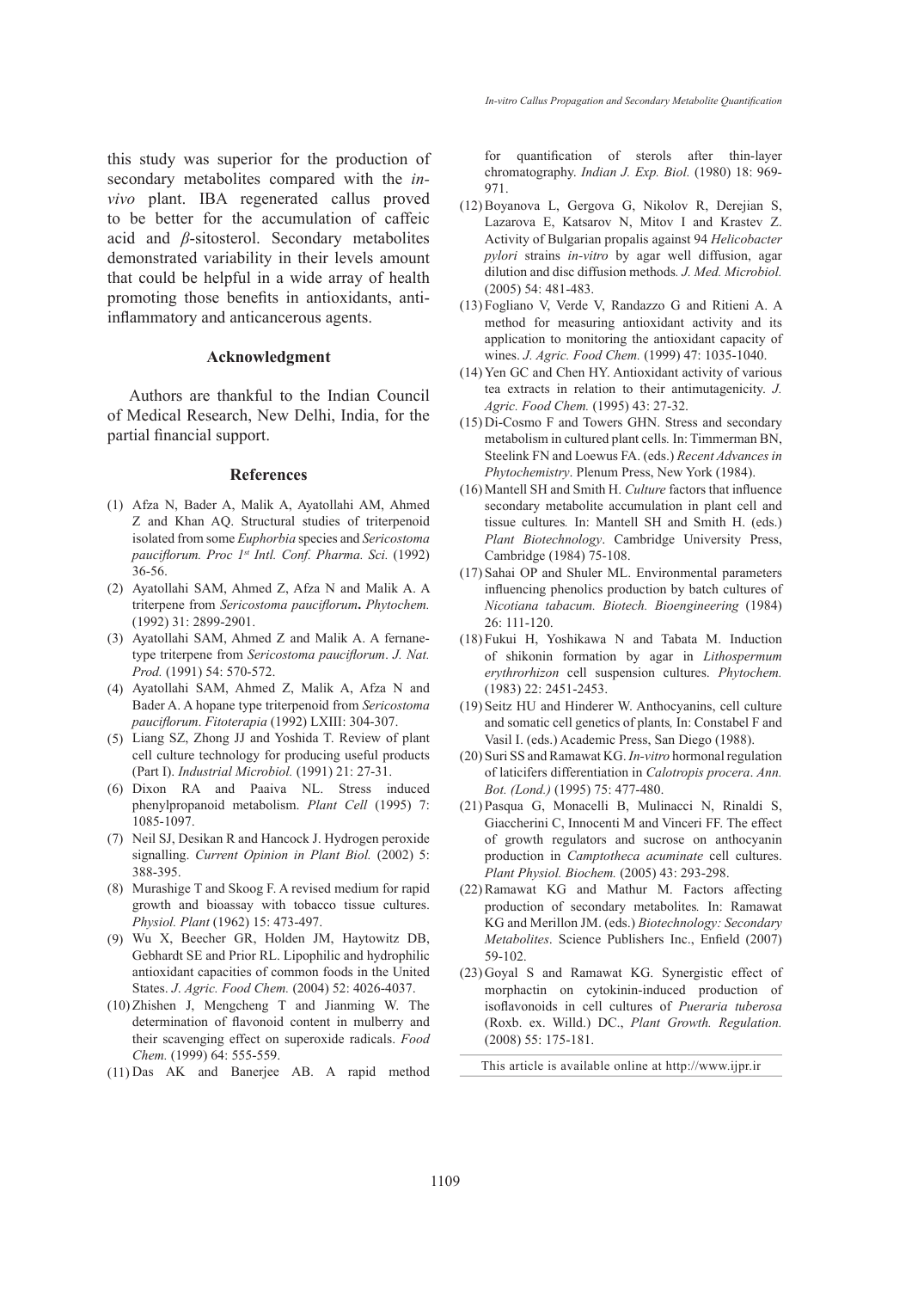this study was superior for the production of secondary metabolites compared with the *in-vivo* plant. IBA regenerated callus proved to be better for the accumulation of caffeic acid and *β*-sitosterol. Secondary metabolites demonstrated variability in their levels amount that could be helpful in a wide array of health promoting those benefits in antioxidants, anti-inflammatory and anticancerous agents.

## Acknowledgment

Authors are thankful to the Indian Council of Medical Research, New Delhi, India, for the partial financial support.

## References

(1) Afza N, Bader A, Malik A, Ayatollahi AM, Ahmed Z and Khan AQ. Structural studies of triterpenoid isolated from some *Euphorbia* species and *Sericostoma pauciflorum. Proc 1st Intl. Conf. Pharma. Sci.* (1992) 36-56.

(2) Ayatollahi SAM, Ahmed Z, Afza N and Malik A. A triterpene from *Sericostoma pauciflorum***.** *Phytochem.* (1992) 31: 2899-2901.

(3) Ayatollahi SAM, Ahmed Z and Malik A. A fernane-type triterpene from *Sericostoma pauciflorum*. *J. Nat. Prod.* (1991) 54: 570-572.

(4) Ayatollahi SAM, Ahmed Z, Malik A, Afza N and Bader A. A hopane type triterpenoid from *Sericostoma pauciflorum*. *Fitoterapia* (1992) LXIII: 304-307.

(5) Liang SZ, Zhong JJ and Yoshida T. Review of plant cell culture technology for producing useful products (Part I). *Industrial Microbiol.* (1991) 21: 27-31.

(6) Dixon RA and Paaiva NL. Stress induced phenylpropanoid metabolism. *Plant Cell* (1995) 7: 1085-1097.

(7) Neil SJ, Desikan R and Hancock J. Hydrogen peroxide signalling. *Current Opinion in Plant Biol.* (2002) 5: 388-395.

(8) Murashige T and Skoog F. A revised medium for rapid growth and bioassay with tobacco tissue cultures. *Physiol. Plant* (1962) 15: 473-497.

(9) Wu X, Beecher GR, Holden JM, Haytowitz DB, Gebhardt SE and Prior RL. Lipophilic and hydrophilic antioxidant capacities of common foods in the United States. *J*. *Agric. Food Chem.* (2004) 52: 4026-4037.

(10) Zhishen J, Mengcheng T and Jianming W. The determination of flavonoid content in mulberry and their scavenging effect on superoxide radicals. *Food Chem.* (1999) 64: 555-559.

(11) Das AK and Banerjee AB. A rapid method for quantification of sterols after thin-layer chromatography. *Indian J. Exp. Biol.* (1980) 18: 969-971.

(12) Boyanova L, Gergova G, Nikolov R, Derejian S, Lazarova E, Katsarov N, Mitov I and Krastev Z. Activity of Bulgarian propalis against 94 *Helicobacter pylori* strains *in-vitro* by agar well diffusion, agar dilution and disc diffusion methods*. J. Med. Microbiol.* (2005) 54: 481-483.

(13) Fogliano V, Verde V, Randazzo G and Ritieni A. A method for measuring antioxidant activity and its application to monitoring the antioxidant capacity of wines. *J. Agric. Food Chem.* (1999) 47: 1035-1040.

(14) Yen GC and Chen HY. Antioxidant activity of various tea extracts in relation to their antimutagenicity. *J. Agric. Food Chem.* (1995) 43: 27-32.

(15) Di-Cosmo F and Towers GHN. Stress and secondary metabolism in cultured plant cells*.* In: Timmerman BN, Steelink FN and Loewus FA. (eds.) *Recent Advances in Phytochemistry*. Plenum Press, New York (1984).

(16) Mantell SH and Smith H. *Culture* factors that influence secondary metabolite accumulation in plant cell and tissue cultures*.* In: Mantell SH and Smith H. (eds.) *Plant Biotechnology*. Cambridge University Press, Cambridge (1984) 75-108.

(17) Sahai OP and Shuler ML. Environmental parameters influencing phenolics production by batch cultures of *Nicotiana tabacum. Biotech. Bioengineering* (1984) 26: 111-120.

(18) Fukui H, Yoshikawa N and Tabata M. Induction of shikonin formation by agar in *Lithospermum erythrorhizon* cell suspension cultures. *Phytochem.* (1983) 22: 2451-2453.

(19) Seitz HU and Hinderer W. Anthocyanins, cell culture and somatic cell genetics of plants*,* In: Constabel F and Vasil I. (eds.) Academic Press, San Diego (1988).

(20) Suri SS and Ramawat KG. *In-vitro* hormonal regulation of laticifers differentiation in *Calotropis procera*. *Ann. Bot. (Lond.)* (1995) 75: 477-480.

(21) Pasqua G, Monacelli B, Mulinacci N, Rinaldi S, Giaccherini C, Innocenti M and Vinceri FF. The effect of growth regulators and sucrose on anthocyanin production in *Camptotheca acuminate* cell cultures. *Plant Physiol. Biochem.* (2005) 43: 293-298.

(22) Ramawat KG and Mathur M. Factors affecting production of secondary metabolites*.* In: Ramawat KG and Merillon JM. (eds.) *Biotechnology: Secondary Metabolites*. Science Publishers Inc., Enfield (2007) 59-102.

(23) Goyal S and Ramawat KG. Synergistic effect of morphactin on cytokinin-induced production of isoflavonoids in cell cultures of *Pueraria tuberosa* (Roxb. ex. Willd.) DC., *Plant Growth. Regulation.* (2008) 55: 175-181.

This article is available online at http://www.ijpr.ir